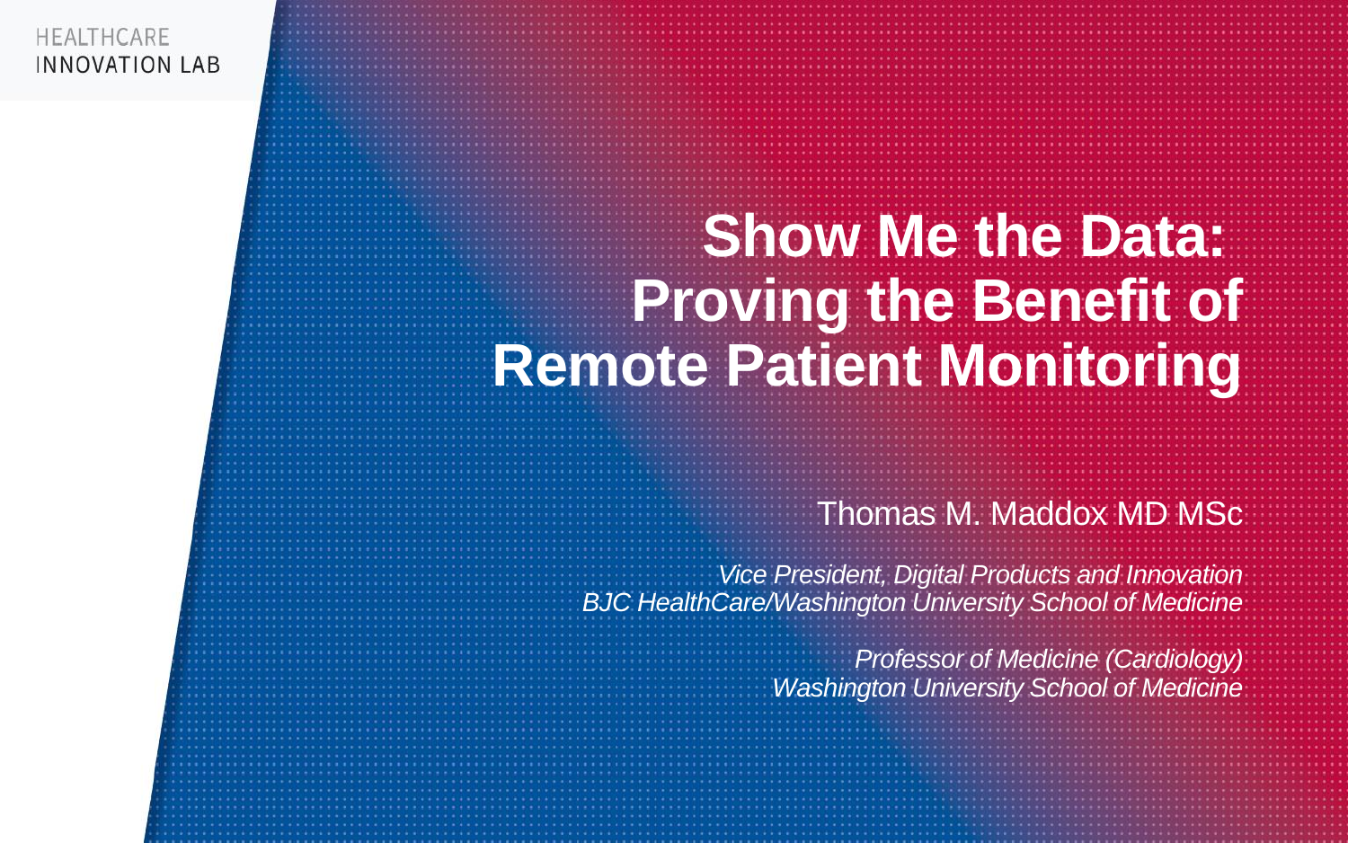HEALTHCARE
INNOVATION LAB

# Show Me the Data: Proving the Benefit of Remote Patient Monitoring

Thomas M. Maddox MD MSc

*Vice President, Digital Products and Innovation*
*BJC HealthCare/Washington University School of Medicine*

*Professor of Medicine (Cardiology)*
*Washington University School of Medicine*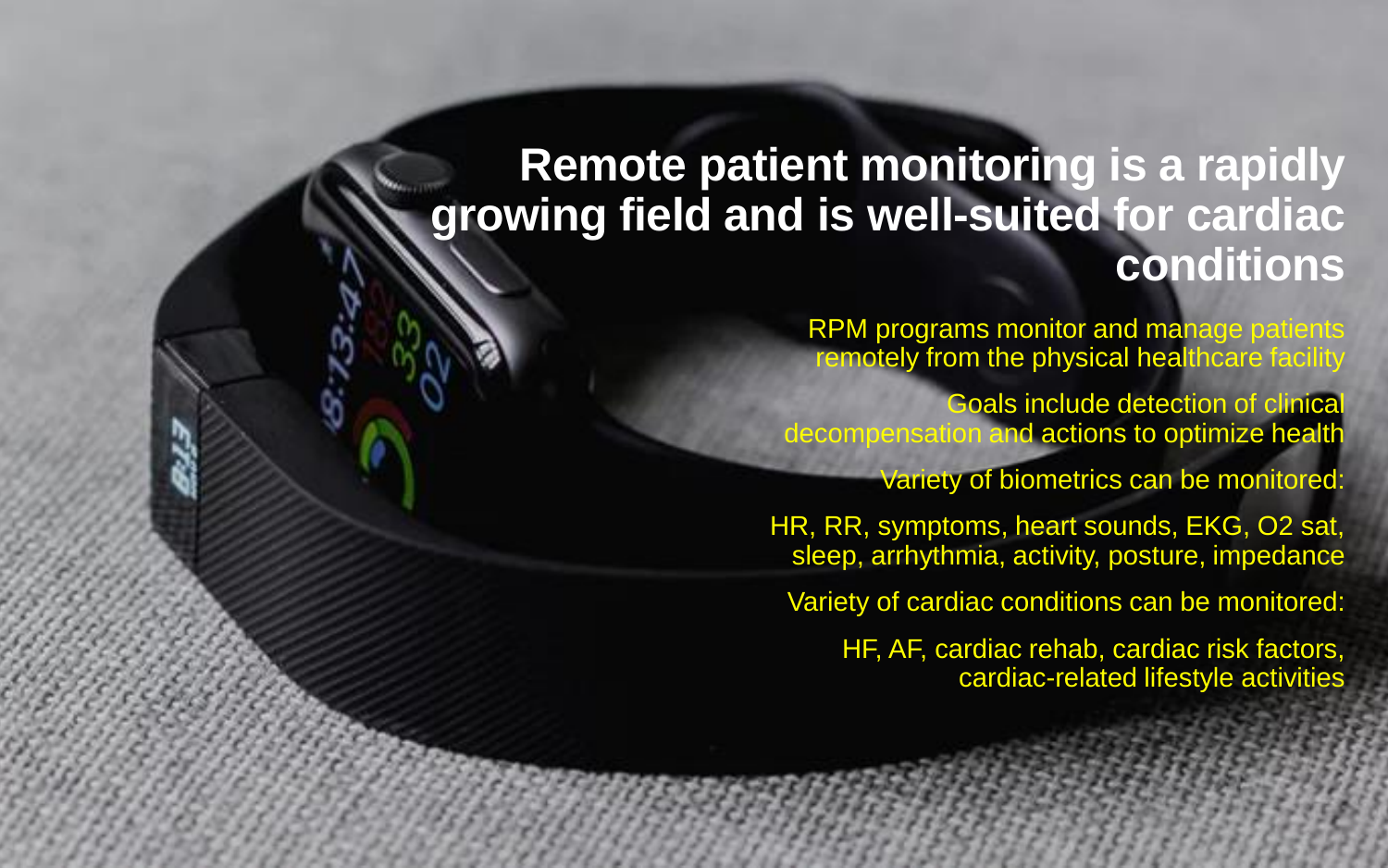# Remote patient monitoring is a rapidly growing field and is well-suited for cardiac conditions

RPM programs monitor and manage patients remotely from the physical healthcare facility

Goals include detection of clinical decompensation and actions to optimize health

Variety of biometrics can be monitored:

HR, RR, symptoms, heart sounds, EKG, O2 sat, sleep, arrhythmia, activity, posture, impedance

Variety of cardiac conditions can be monitored:

HF, AF, cardiac rehab, cardiac risk factors, cardiac-related lifestyle activities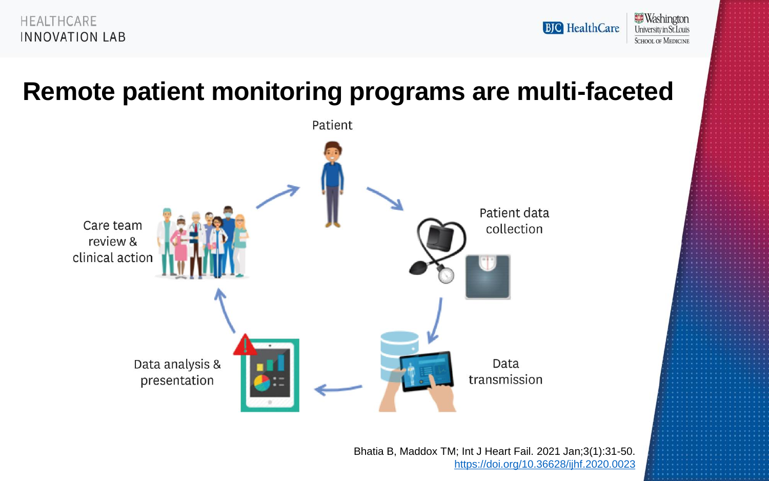# Remote patient monitoring programs are multi-faceted

Patient

Patient data collection

Data transmission

Data analysis & presentation

Care team review & clinical action

Bhatia B, Maddox TM; Int J Heart Fail. 2021 Jan;3(1):31-50.
https://doi.org/10.36628/ijhf.2020.0023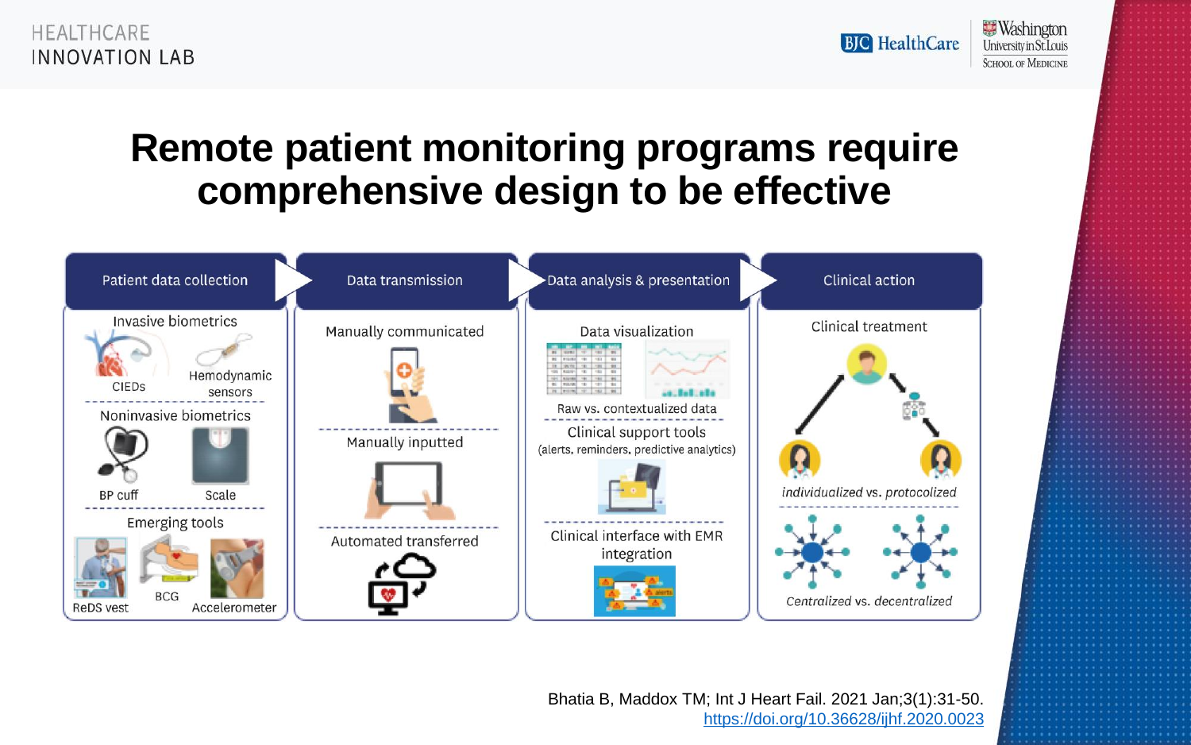# Remote patient monitoring programs require comprehensive design to be effective

| Patient data collection | Data transmission | Data analysis & presentation | Clinical action |
|---|---|---|---|
| Invasive biometrics: CIEDs, Hemodynamic sensors | Manually communicated | Data visualization: Raw vs. contextualized data | Clinical treatment: individualized vs. protocolized |
| Noninvasive biometrics: BP cuff, Scale | Manually inputted | Clinical support tools (alerts, reminders, predictive analytics) | Centralized vs. decentralized |
| Emerging tools: ReDS vest, BCG, Accelerometer | Automated transferred | Clinical interface with EMR integration | |

Bhatia B, Maddox TM; Int J Heart Fail. 2021 Jan;3(1):31-50.
https://doi.org/10.36628/ijhf.2020.0023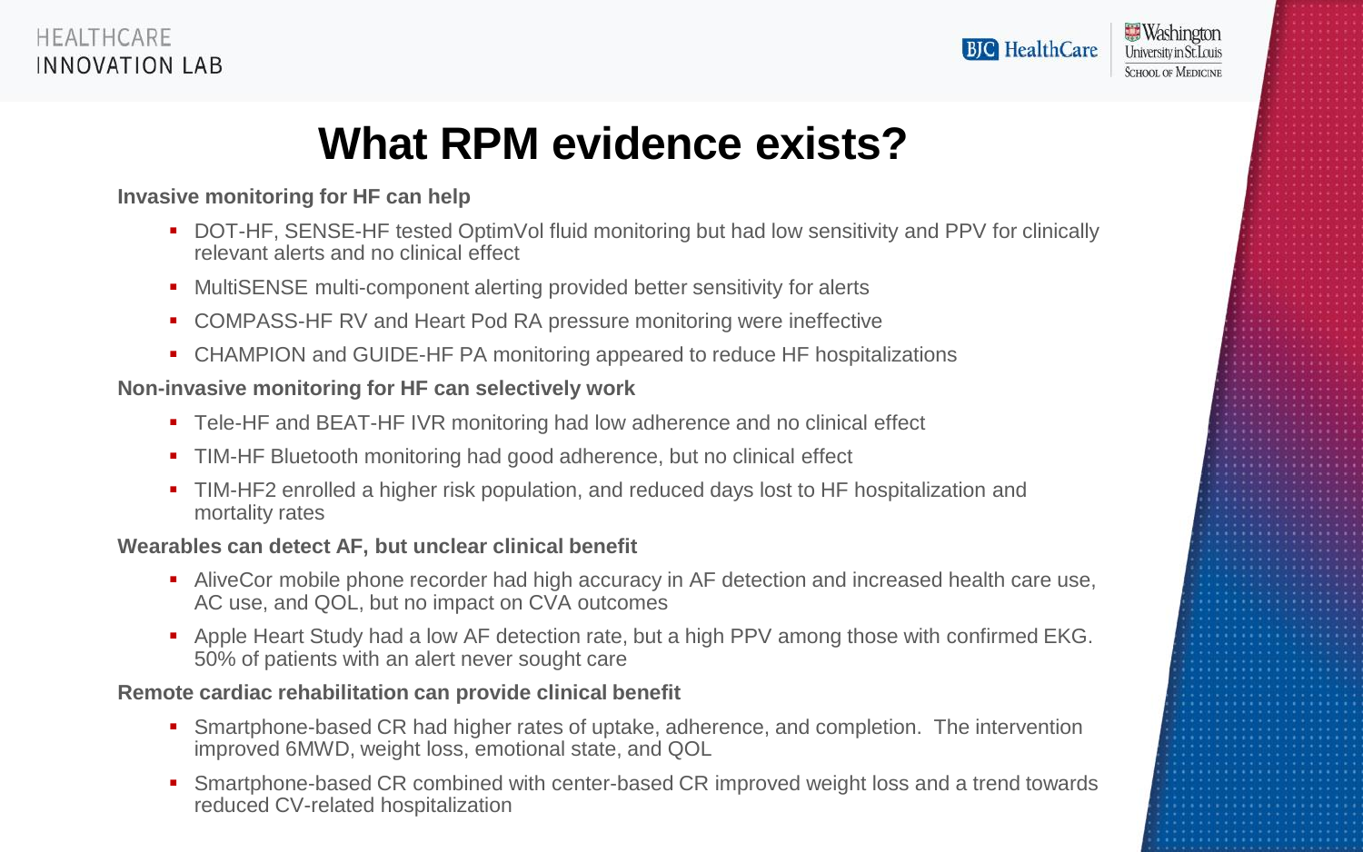# What RPM evidence exists?

**Invasive monitoring for HF can help**

- DOT-HF, SENSE-HF tested OptimVol fluid monitoring but had low sensitivity and PPV for clinically relevant alerts and no clinical effect
- MultiSENSE multi-component alerting provided better sensitivity for alerts
- COMPASS-HF RV and Heart Pod RA pressure monitoring were ineffective
- CHAMPION and GUIDE-HF PA monitoring appeared to reduce HF hospitalizations

**Non-invasive monitoring for HF can selectively work**

- Tele-HF and BEAT-HF IVR monitoring had low adherence and no clinical effect
- TIM-HF Bluetooth monitoring had good adherence, but no clinical effect
- TIM-HF2 enrolled a higher risk population, and reduced days lost to HF hospitalization and mortality rates

**Wearables can detect AF, but unclear clinical benefit**

- AliveCor mobile phone recorder had high accuracy in AF detection and increased health care use, AC use, and QOL, but no impact on CVA outcomes
- Apple Heart Study had a low AF detection rate, but a high PPV among those with confirmed EKG. 50% of patients with an alert never sought care

**Remote cardiac rehabilitation can provide clinical benefit**

- Smartphone-based CR had higher rates of uptake, adherence, and completion. The intervention improved 6MWD, weight loss, emotional state, and QOL
- Smartphone-based CR combined with center-based CR improved weight loss and a trend towards reduced CV-related hospitalization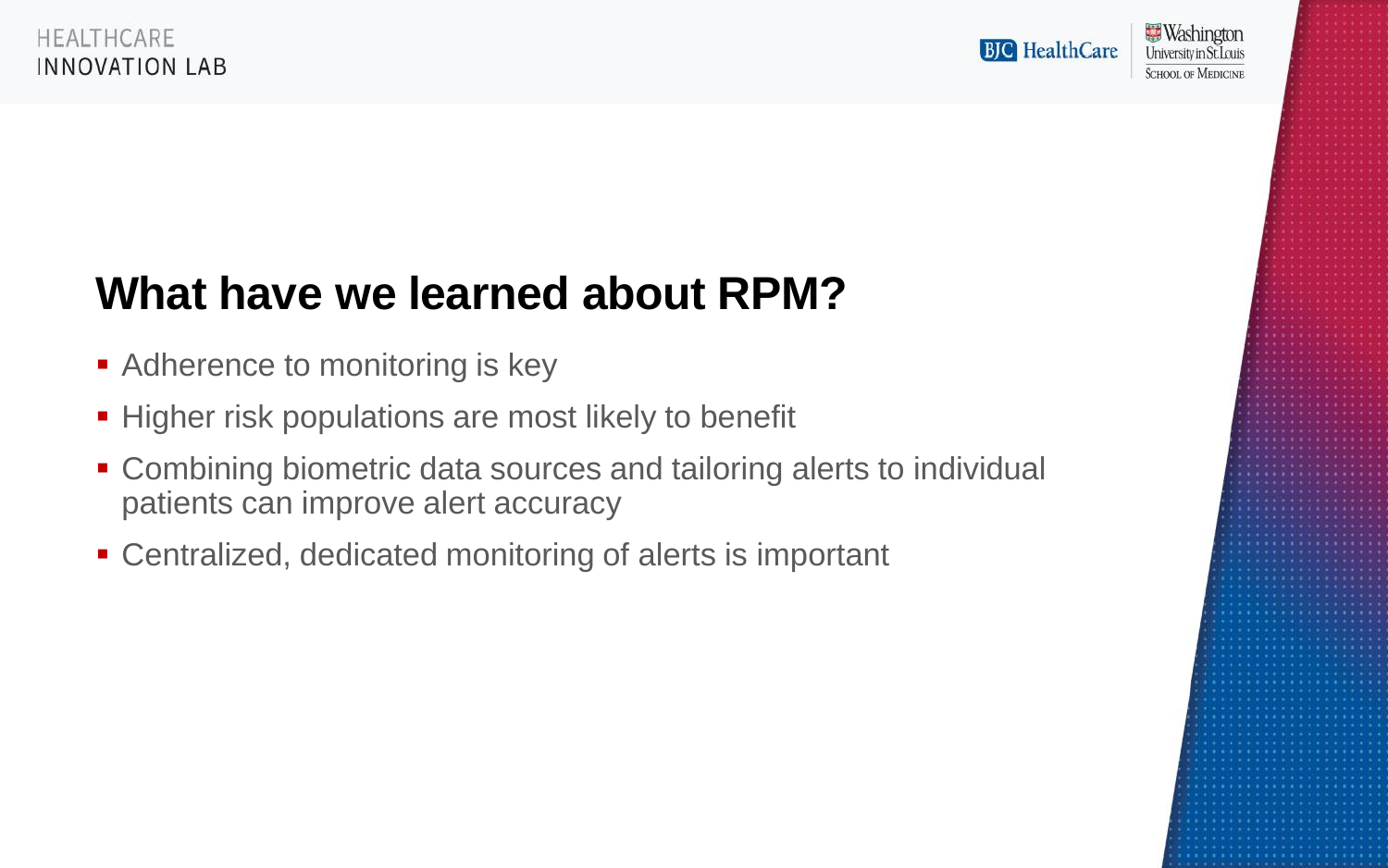# What have we learned about RPM?

- Adherence to monitoring is key
- Higher risk populations are most likely to benefit
- Combining biometric data sources and tailoring alerts to individual patients can improve alert accuracy
- Centralized, dedicated monitoring of alerts is important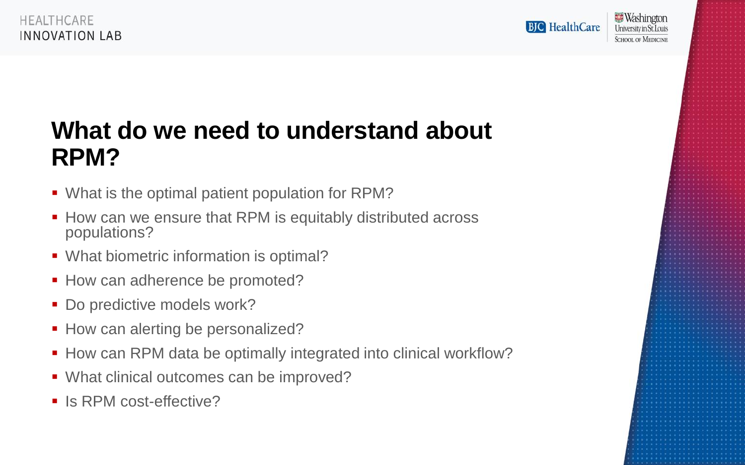# What do we need to understand about RPM?

- What is the optimal patient population for RPM?
- How can we ensure that RPM is equitably distributed across populations?
- What biometric information is optimal?
- How can adherence be promoted?
- Do predictive models work?
- How can alerting be personalized?
- How can RPM data be optimally integrated into clinical workflow?
- What clinical outcomes can be improved?
- Is RPM cost-effective?